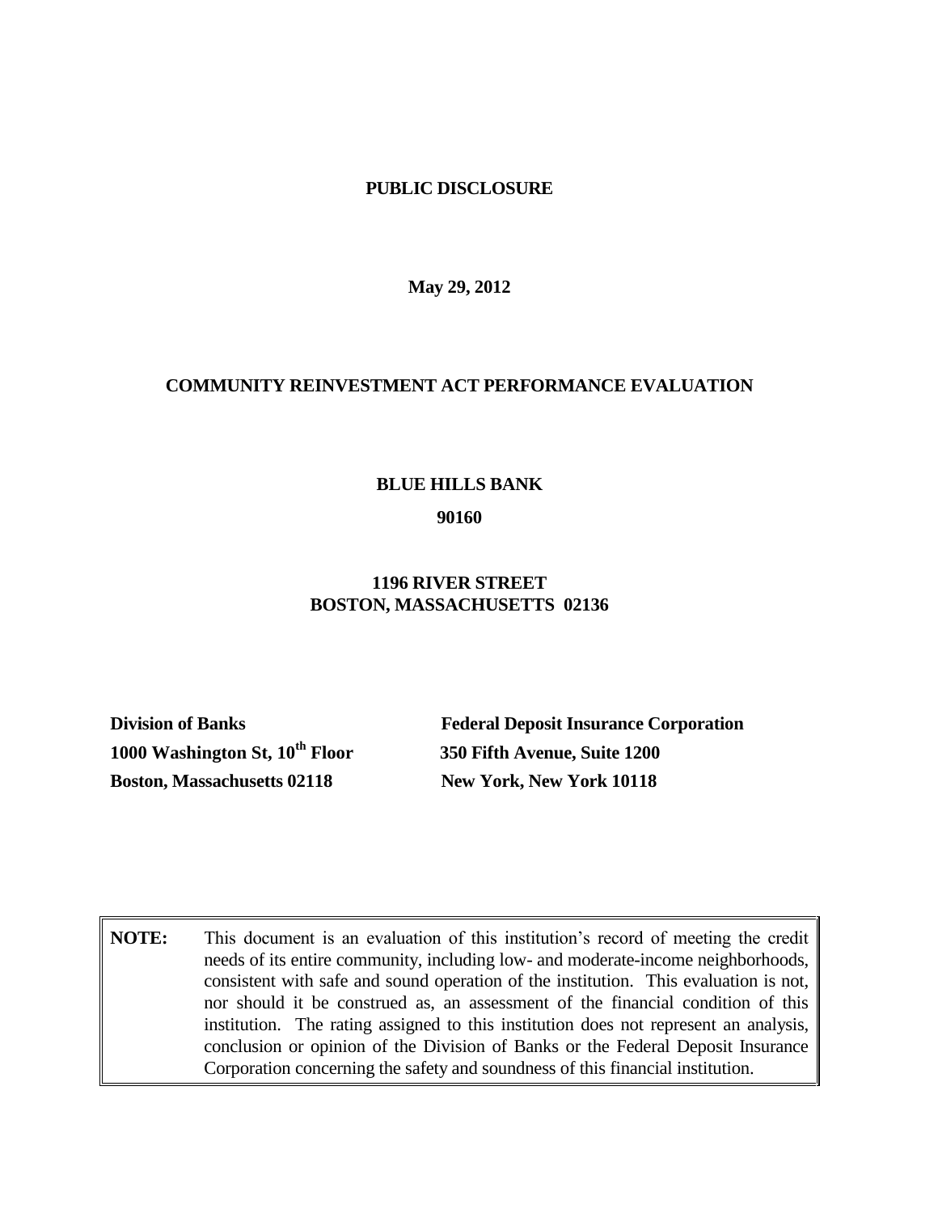**PUBLIC DISCLOSURE**

**May 29, 2012**

**COMMUNITY REINVESTMENT ACT PERFORMANCE EVALUATION**

**BLUE HILLS BANK**

**90160**

**1196 RIVER STREET**
**BOSTON, MASSACHUSETTS 02136**

**Division of Banks**
**1000 Washington St, 10th Floor**
**Boston, Massachusetts 02118**

**Federal Deposit Insurance Corporation**
**350 Fifth Avenue, Suite 1200**
**New York, New York 10118**

| | |
|---|---|
| **NOTE:** | This document is an evaluation of this institution's record of meeting the credit needs of its entire community, including low- and moderate-income neighborhoods, consistent with safe and sound operation of the institution. This evaluation is not, nor should it be construed as, an assessment of the financial condition of this institution. The rating assigned to this institution does not represent an analysis, conclusion or opinion of the Division of Banks or the Federal Deposit Insurance Corporation concerning the safety and soundness of this financial institution. |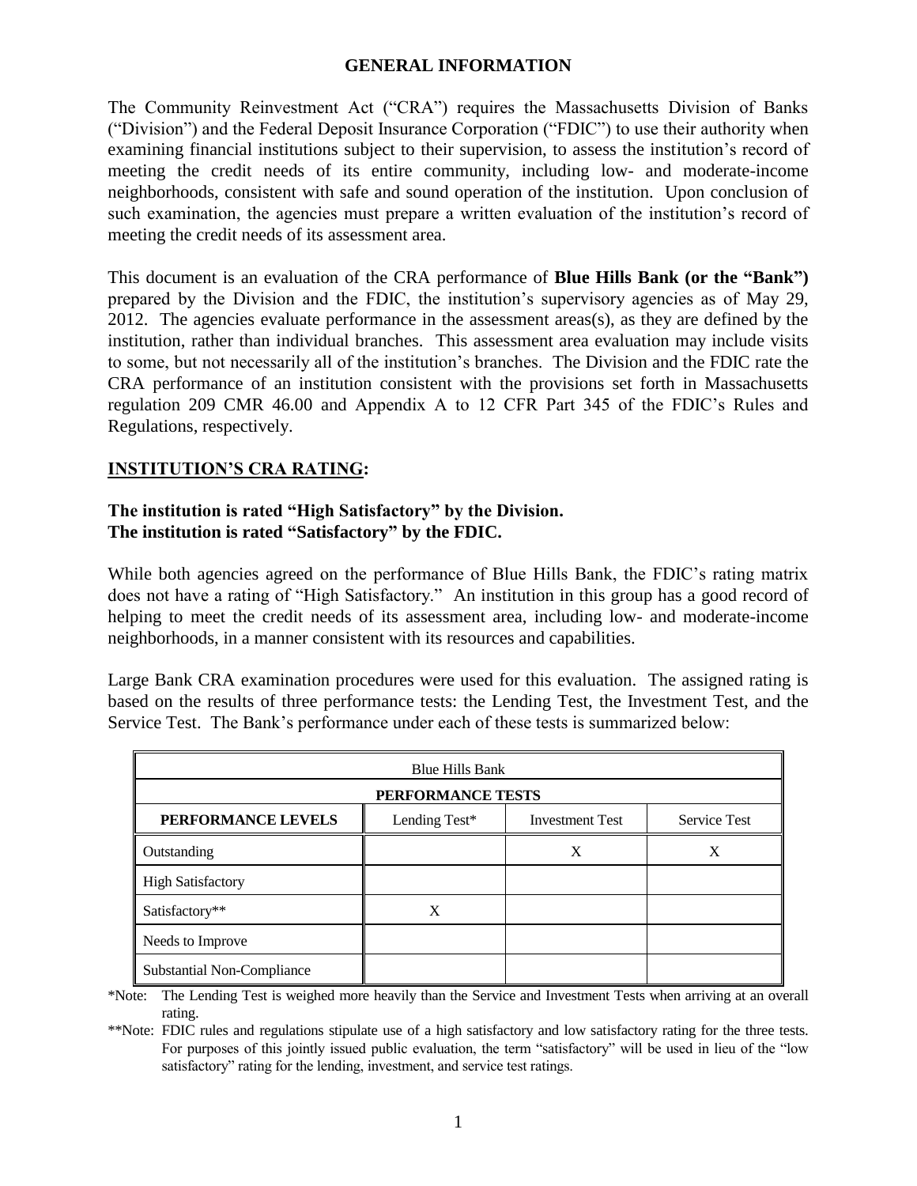## GENERAL INFORMATION

The Community Reinvestment Act ("CRA") requires the Massachusetts Division of Banks ("Division") and the Federal Deposit Insurance Corporation ("FDIC") to use their authority when examining financial institutions subject to their supervision, to assess the institution's record of meeting the credit needs of its entire community, including low- and moderate-income neighborhoods, consistent with safe and sound operation of the institution. Upon conclusion of such examination, the agencies must prepare a written evaluation of the institution's record of meeting the credit needs of its assessment area.

This document is an evaluation of the CRA performance of **Blue Hills Bank (or the "Bank")** prepared by the Division and the FDIC, the institution's supervisory agencies as of May 29, 2012. The agencies evaluate performance in the assessment areas(s), as they are defined by the institution, rather than individual branches. This assessment area evaluation may include visits to some, but not necessarily all of the institution's branches. The Division and the FDIC rate the CRA performance of an institution consistent with the provisions set forth in Massachusetts regulation 209 CMR 46.00 and Appendix A to 12 CFR Part 345 of the FDIC's Rules and Regulations, respectively.

**INSTITUTION'S CRA RATING:**

**The institution is rated "High Satisfactory" by the Division.**
**The institution is rated "Satisfactory" by the FDIC.**

While both agencies agreed on the performance of Blue Hills Bank, the FDIC's rating matrix does not have a rating of "High Satisfactory." An institution in this group has a good record of helping to meet the credit needs of its assessment area, including low- and moderate-income neighborhoods, in a manner consistent with its resources and capabilities.

Large Bank CRA examination procedures were used for this evaluation. The assigned rating is based on the results of three performance tests: the Lending Test, the Investment Test, and the Service Test. The Bank's performance under each of these tests is summarized below:

| Blue Hills Bank | | | |
|---|---|---|---|
| **PERFORMANCE TESTS** | | | |
| **PERFORMANCE LEVELS** | Lending Test* | Investment Test | Service Test |
| Outstanding | | X | X |
| High Satisfactory | | | |
| Satisfactory** | X | | |
| Needs to Improve | | | |
| Substantial Non-Compliance | | | |

*Note: The Lending Test is weighed more heavily than the Service and Investment Tests when arriving at an overall rating.

**Note: FDIC rules and regulations stipulate use of a high satisfactory and low satisfactory rating for the three tests. For purposes of this jointly issued public evaluation, the term "satisfactory" will be used in lieu of the "low satisfactory" rating for the lending, investment, and service test ratings.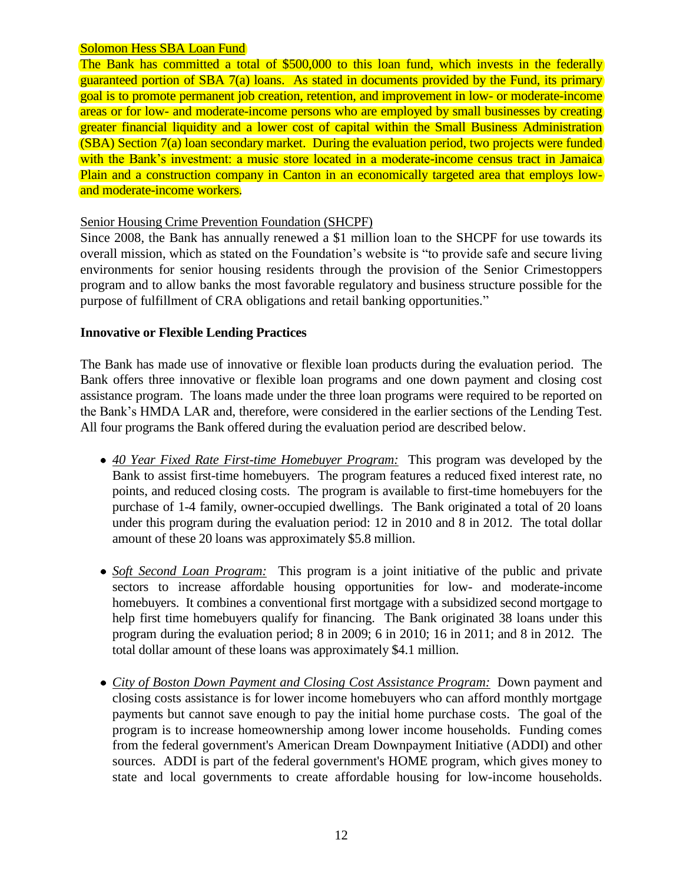Solomon Hess SBA Loan Fund

The Bank has committed a total of $500,000 to this loan fund, which invests in the federally guaranteed portion of SBA 7(a) loans. As stated in documents provided by the Fund, its primary goal is to promote permanent job creation, retention, and improvement in low- or moderate-income areas or for low- and moderate-income persons who are employed by small businesses by creating greater financial liquidity and a lower cost of capital within the Small Business Administration (SBA) Section 7(a) loan secondary market. During the evaluation period, two projects were funded with the Bank's investment: a music store located in a moderate-income census tract in Jamaica Plain and a construction company in Canton in an economically targeted area that employs low- and moderate-income workers.

Senior Housing Crime Prevention Foundation (SHCPF)

Since 2008, the Bank has annually renewed a $1 million loan to the SHCPF for use towards its overall mission, which as stated on the Foundation's website is "to provide safe and secure living environments for senior housing residents through the provision of the Senior Crimestoppers program and to allow banks the most favorable regulatory and business structure possible for the purpose of fulfillment of CRA obligations and retail banking opportunities."

**Innovative or Flexible Lending Practices**

The Bank has made use of innovative or flexible loan products during the evaluation period. The Bank offers three innovative or flexible loan programs and one down payment and closing cost assistance program. The loans made under the three loan programs were required to be reported on the Bank's HMDA LAR and, therefore, were considered in the earlier sections of the Lending Test. All four programs the Bank offered during the evaluation period are described below.

- *40 Year Fixed Rate First-time Homebuyer Program:* This program was developed by the Bank to assist first-time homebuyers. The program features a reduced fixed interest rate, no points, and reduced closing costs. The program is available to first-time homebuyers for the purchase of 1-4 family, owner-occupied dwellings. The Bank originated a total of 20 loans under this program during the evaluation period: 12 in 2010 and 8 in 2012. The total dollar amount of these 20 loans was approximately $5.8 million.

- *Soft Second Loan Program:* This program is a joint initiative of the public and private sectors to increase affordable housing opportunities for low- and moderate-income homebuyers. It combines a conventional first mortgage with a subsidized second mortgage to help first time homebuyers qualify for financing. The Bank originated 38 loans under this program during the evaluation period; 8 in 2009; 6 in 2010; 16 in 2011; and 8 in 2012. The total dollar amount of these loans was approximately $4.1 million.

- *City of Boston Down Payment and Closing Cost Assistance Program:* Down payment and closing costs assistance is for lower income homebuyers who can afford monthly mortgage payments but cannot save enough to pay the initial home purchase costs. The goal of the program is to increase homeownership among lower income households. Funding comes from the federal government's American Dream Downpayment Initiative (ADDI) and other sources. ADDI is part of the federal government's HOME program, which gives money to state and local governments to create affordable housing for low-income households.